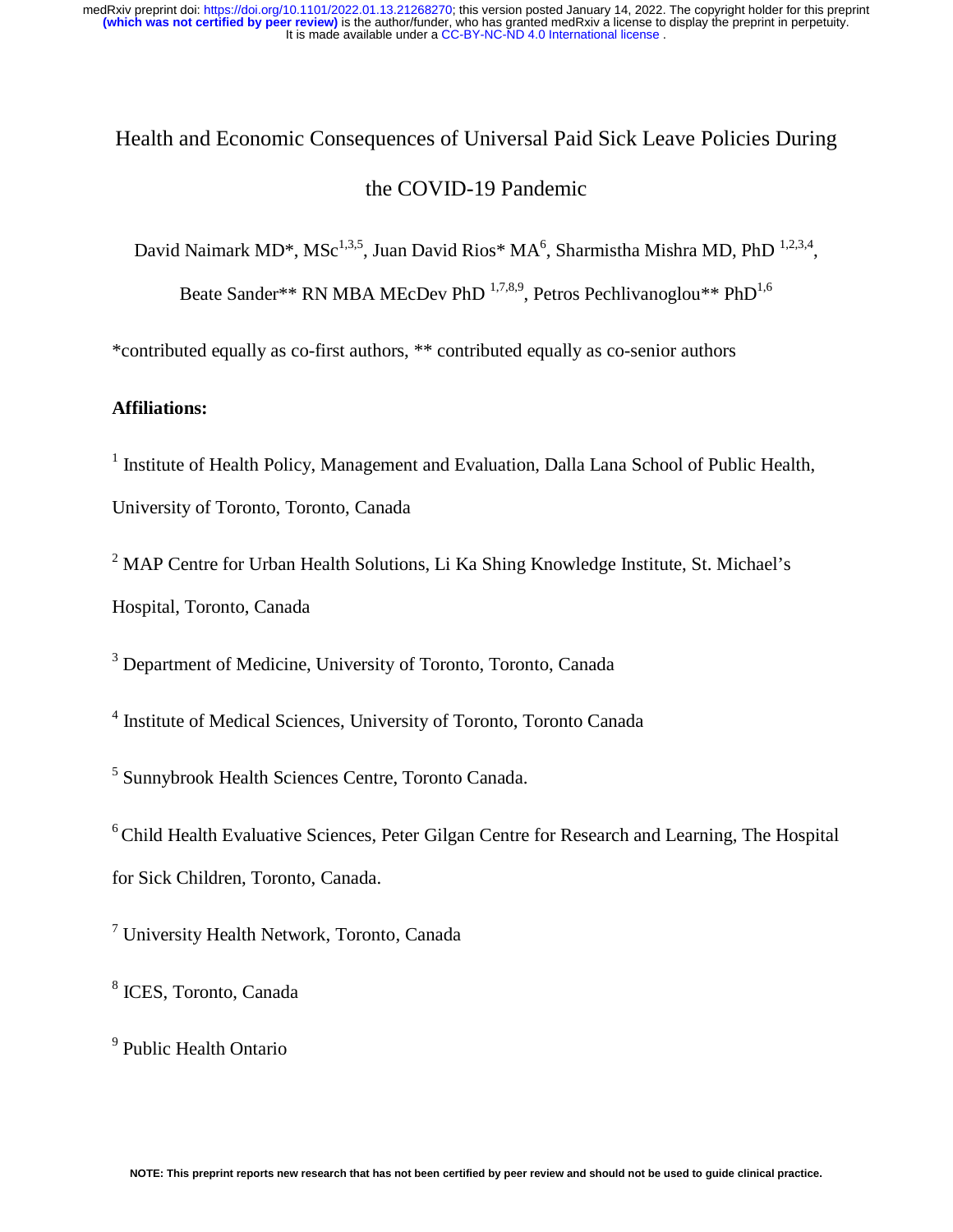# Health and Economic Consequences of Universal Paid Sick Leave Policies During the COVID-19 Pandemic

David Naimark MD*, MSc[1,3,5], Juan David Rios* MA[6], Sharmistha Mishra MD, PhD [1,2,3,4], Beate Sander** RN MBA MEcDev PhD [1,7,8,9], Petros Pechlivanoglou** PhD[1,6]

*contributed equally as co-first authors, ** contributed equally as co-senior authors

**Affiliations:**

[1] Institute of Health Policy, Management and Evaluation, Dalla Lana School of Public Health, University of Toronto, Toronto, Canada

[2] MAP Centre for Urban Health Solutions, Li Ka Shing Knowledge Institute, St. Michael's Hospital, Toronto, Canada

[3] Department of Medicine, University of Toronto, Toronto, Canada

[4] Institute of Medical Sciences, University of Toronto, Toronto Canada

[5] Sunnybrook Health Sciences Centre, Toronto Canada.

[6] Child Health Evaluative Sciences, Peter Gilgan Centre for Research and Learning, The Hospital for Sick Children, Toronto, Canada.

[7] University Health Network, Toronto, Canada

[8] ICES, Toronto, Canada

[9] Public Health Ontario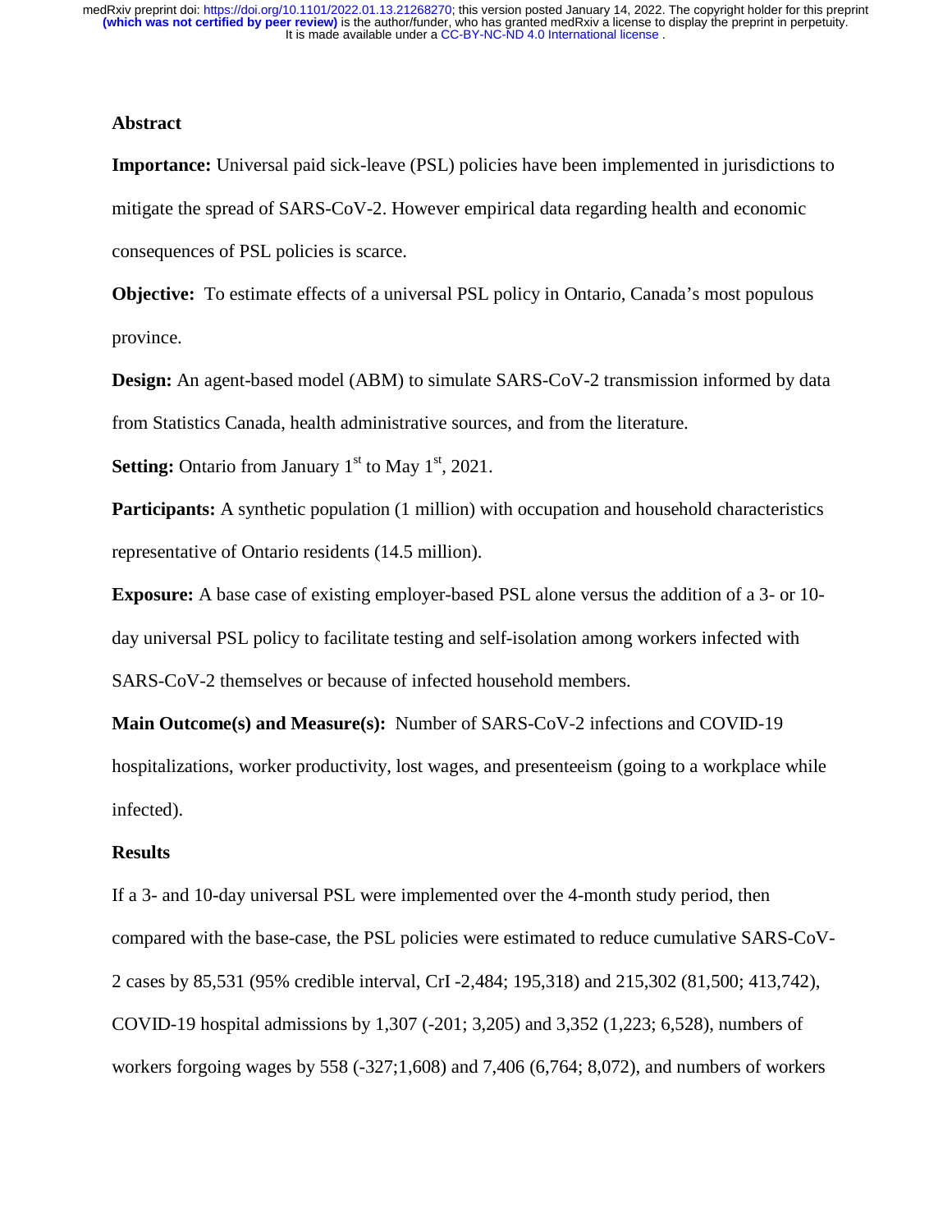## Abstract

**Importance:** Universal paid sick-leave (PSL) policies have been implemented in jurisdictions to mitigate the spread of SARS-CoV-2. However empirical data regarding health and economic consequences of PSL policies is scarce.

**Objective:** To estimate effects of a universal PSL policy in Ontario, Canada's most populous province.

**Design:** An agent-based model (ABM) to simulate SARS-CoV-2 transmission informed by data from Statistics Canada, health administrative sources, and from the literature.

**Setting:** Ontario from January 1st to May 1st, 2021.

**Participants:** A synthetic population (1 million) with occupation and household characteristics representative of Ontario residents (14.5 million).

**Exposure:** A base case of existing employer-based PSL alone versus the addition of a 3- or 10-day universal PSL policy to facilitate testing and self-isolation among workers infected with SARS-CoV-2 themselves or because of infected household members.

**Main Outcome(s) and Measure(s):** Number of SARS-CoV-2 infections and COVID-19 hospitalizations, worker productivity, lost wages, and presenteeism (going to a workplace while infected).

### Results

If a 3- and 10-day universal PSL were implemented over the 4-month study period, then compared with the base-case, the PSL policies were estimated to reduce cumulative SARS-CoV-2 cases by 85,531 (95% credible interval, CrI -2,484; 195,318) and 215,302 (81,500; 413,742), COVID-19 hospital admissions by 1,307 (-201; 3,205) and 3,352 (1,223; 6,528), numbers of workers forgoing wages by 558 (-327;1,608) and 7,406 (6,764; 8,072), and numbers of workers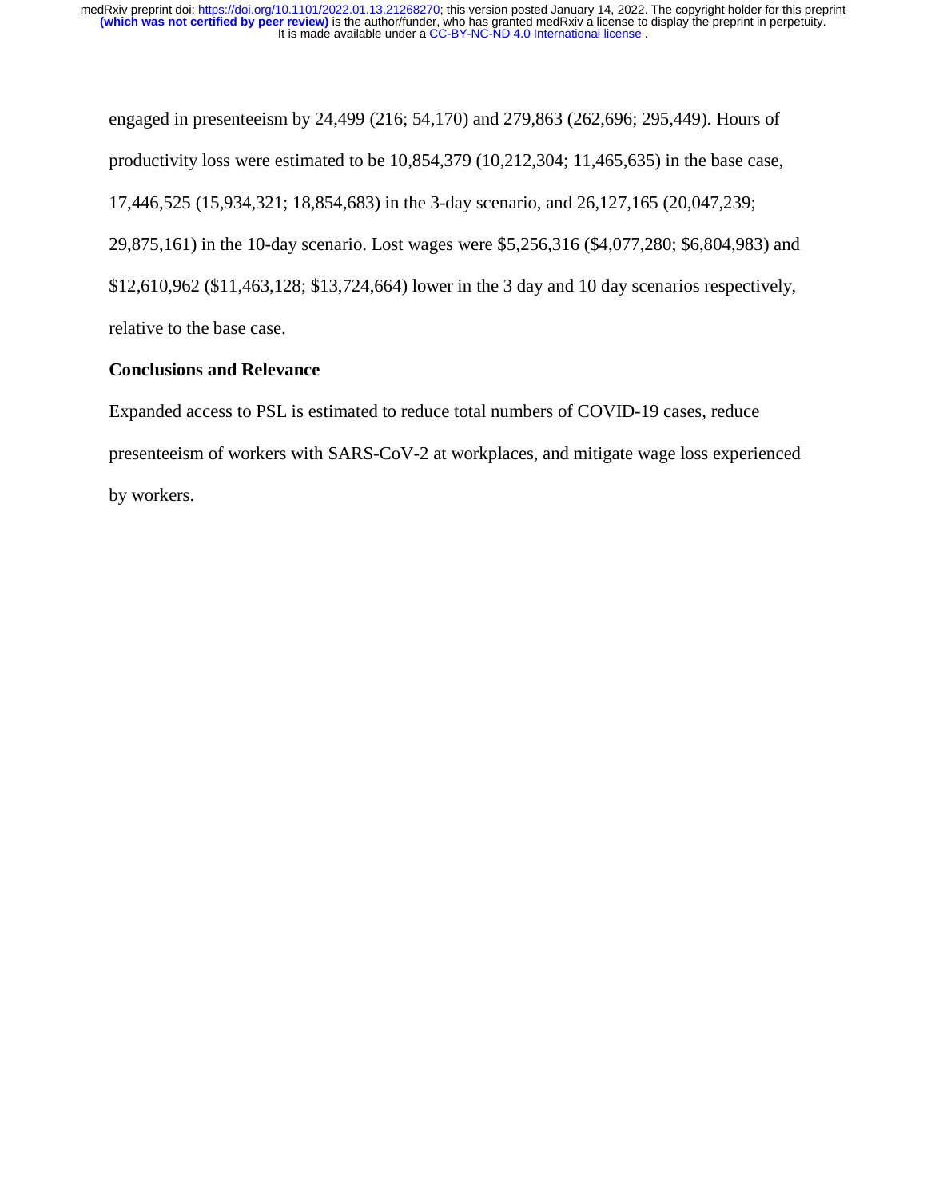engaged in presenteeism by 24,499 (216; 54,170) and 279,863 (262,696; 295,449). Hours of productivity loss were estimated to be 10,854,379 (10,212,304; 11,465,635) in the base case, 17,446,525 (15,934,321; 18,854,683) in the 3-day scenario, and 26,127,165 (20,047,239; 29,875,161) in the 10-day scenario. Lost wages were $5,256,316 ($4,077,280; $6,804,983) and $12,610,962 ($11,463,128; $13,724,664) lower in the 3 day and 10 day scenarios respectively, relative to the base case.

**Conclusions and Relevance**

Expanded access to PSL is estimated to reduce total numbers of COVID-19 cases, reduce presenteeism of workers with SARS-CoV-2 at workplaces, and mitigate wage loss experienced by workers.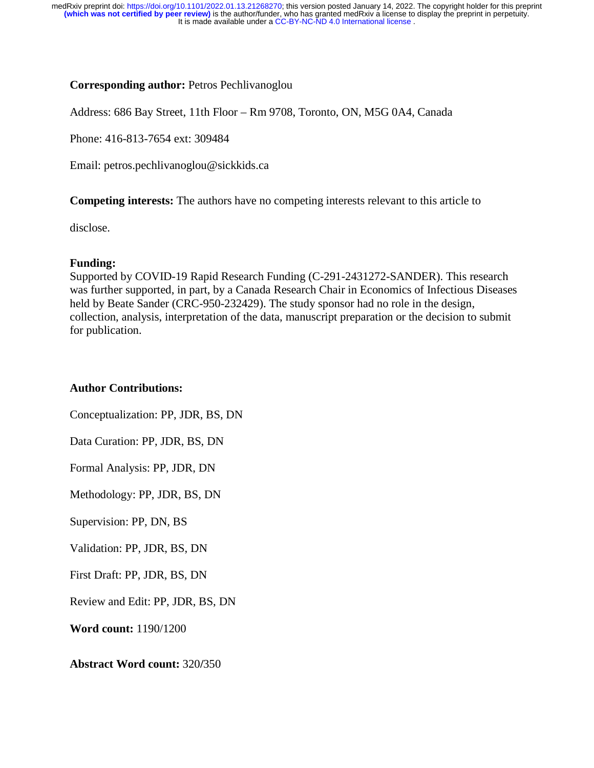**Corresponding author:** Petros Pechlivanoglou

Address: 686 Bay Street, 11th Floor – Rm 9708, Toronto, ON, M5G 0A4, Canada

Phone: 416-813-7654 ext: 309484

Email: petros.pechlivanoglou@sickkids.ca

**Competing interests:** The authors have no competing interests relevant to this article to disclose.

**Funding:**
Supported by COVID-19 Rapid Research Funding (C-291-2431272-SANDER). This research was further supported, in part, by a Canada Research Chair in Economics of Infectious Diseases held by Beate Sander (CRC-950-232429). The study sponsor had no role in the design, collection, analysis, interpretation of the data, manuscript preparation or the decision to submit for publication.

**Author Contributions:**

Conceptualization: PP, JDR, BS, DN

Data Curation: PP, JDR, BS, DN

Formal Analysis: PP, JDR, DN

Methodology: PP, JDR, BS, DN

Supervision: PP, DN, BS

Validation: PP, JDR, BS, DN

First Draft: PP, JDR, BS, DN

Review and Edit: PP, JDR, BS, DN

**Word count:** 1190/1200

**Abstract Word count:** 320/350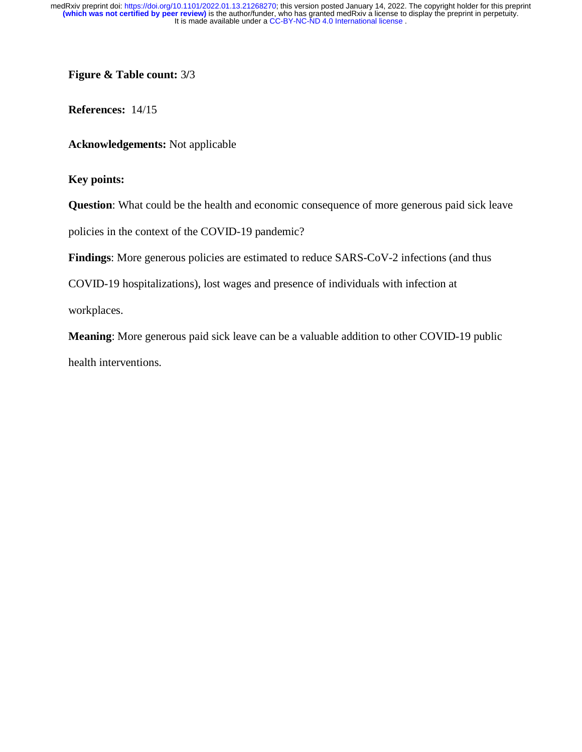**Figure & Table count:** 3/3

**References:** 14/15

**Acknowledgements:** Not applicable

**Key points:**

**Question**: What could be the health and economic consequence of more generous paid sick leave policies in the context of the COVID-19 pandemic?

**Findings**: More generous policies are estimated to reduce SARS-CoV-2 infections (and thus COVID-19 hospitalizations), lost wages and presence of individuals with infection at workplaces.

**Meaning**: More generous paid sick leave can be a valuable addition to other COVID-19 public health interventions.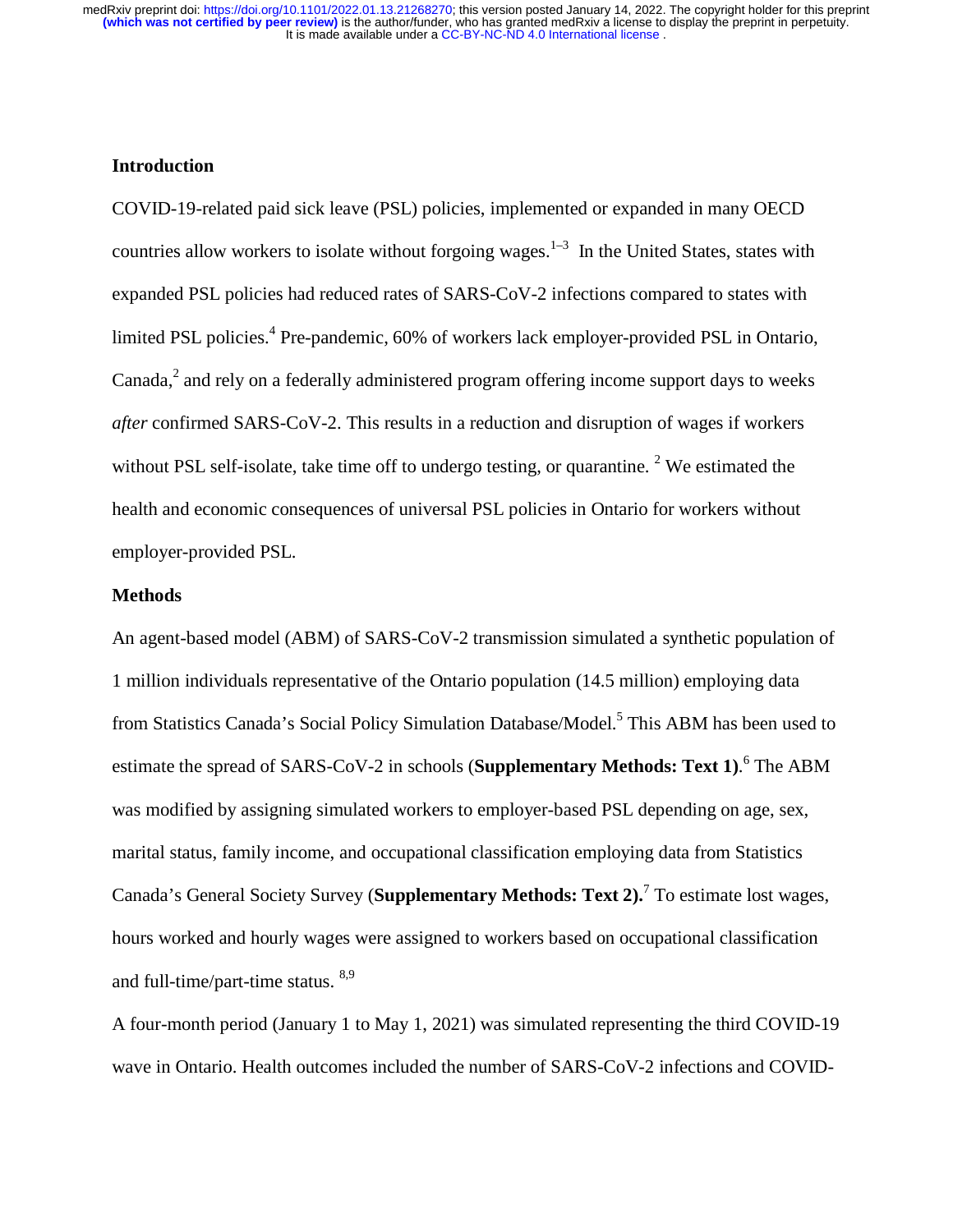## Introduction

COVID-19-related paid sick leave (PSL) policies, implemented or expanded in many OECD countries allow workers to isolate without forgoing wages.[1–3] In the United States, states with expanded PSL policies had reduced rates of SARS-CoV-2 infections compared to states with limited PSL policies.[4] Pre-pandemic, 60% of workers lack employer-provided PSL in Ontario, Canada,[2] and rely on a federally administered program offering income support days to weeks *after* confirmed SARS-CoV-2. This results in a reduction and disruption of wages if workers without PSL self-isolate, take time off to undergo testing, or quarantine. [2] We estimated the health and economic consequences of universal PSL policies in Ontario for workers without employer-provided PSL.

## Methods

An agent-based model (ABM) of SARS-CoV-2 transmission simulated a synthetic population of 1 million individuals representative of the Ontario population (14.5 million) employing data from Statistics Canada's Social Policy Simulation Database/Model.[5] This ABM has been used to estimate the spread of SARS-CoV-2 in schools (**Supplementary Methods: Text 1)**.[6] The ABM was modified by assigning simulated workers to employer-based PSL depending on age, sex, marital status, family income, and occupational classification employing data from Statistics Canada's General Society Survey (**Supplementary Methods: Text 2).**[7] To estimate lost wages, hours worked and hourly wages were assigned to workers based on occupational classification and full-time/part-time status. [8,9]

A four-month period (January 1 to May 1, 2021) was simulated representing the third COVID-19 wave in Ontario. Health outcomes included the number of SARS-CoV-2 infections and COVID-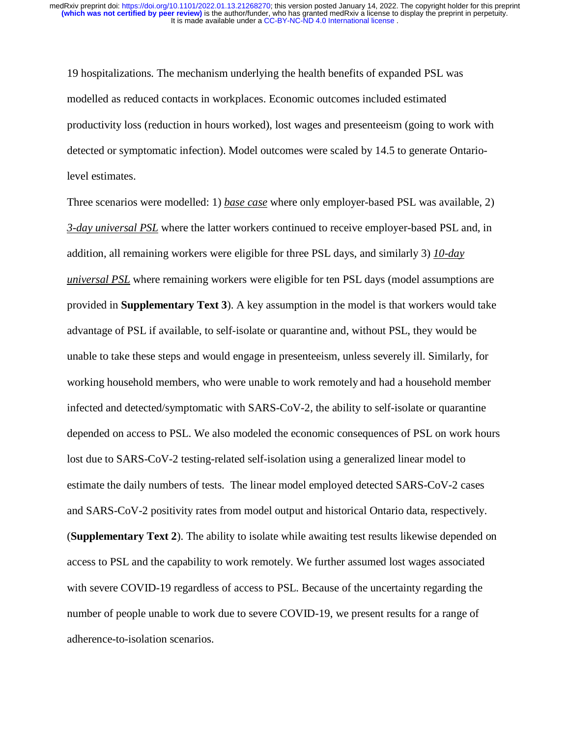19 hospitalizations. The mechanism underlying the health benefits of expanded PSL was modelled as reduced contacts in workplaces. Economic outcomes included estimated productivity loss (reduction in hours worked), lost wages and presenteeism (going to work with detected or symptomatic infection). Model outcomes were scaled by 14.5 to generate Ontario-level estimates.

Three scenarios were modelled: 1) *base case* where only employer-based PSL was available, 2) *3-day universal PSL* where the latter workers continued to receive employer-based PSL and, in addition, all remaining workers were eligible for three PSL days, and similarly 3) *10-day universal PSL* where remaining workers were eligible for ten PSL days (model assumptions are provided in **Supplementary Text 3**). A key assumption in the model is that workers would take advantage of PSL if available, to self-isolate or quarantine and, without PSL, they would be unable to take these steps and would engage in presenteeism, unless severely ill. Similarly, for working household members, who were unable to work remotely and had a household member infected and detected/symptomatic with SARS-CoV-2, the ability to self-isolate or quarantine depended on access to PSL. We also modeled the economic consequences of PSL on work hours lost due to SARS-CoV-2 testing-related self-isolation using a generalized linear model to estimate the daily numbers of tests. The linear model employed detected SARS-CoV-2 cases and SARS-CoV-2 positivity rates from model output and historical Ontario data, respectively. (**Supplementary Text 2**). The ability to isolate while awaiting test results likewise depended on access to PSL and the capability to work remotely. We further assumed lost wages associated with severe COVID-19 regardless of access to PSL. Because of the uncertainty regarding the number of people unable to work due to severe COVID-19, we present results for a range of adherence-to-isolation scenarios.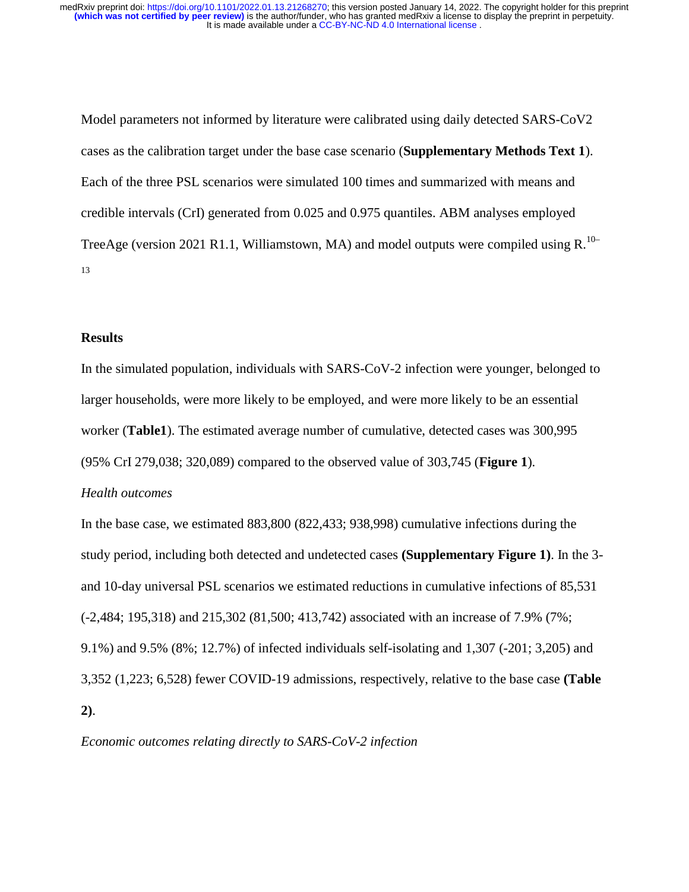Model parameters not informed by literature were calibrated using daily detected SARS-CoV2 cases as the calibration target under the base case scenario (**Supplementary Methods Text 1**). Each of the three PSL scenarios were simulated 100 times and summarized with means and credible intervals (CrI) generated from 0.025 and 0.975 quantiles. ABM analyses employed TreeAge (version 2021 R1.1, Williamstown, MA) and model outputs were compiled using R.[10–13]

## Results

In the simulated population, individuals with SARS-CoV-2 infection were younger, belonged to larger households, were more likely to be employed, and were more likely to be an essential worker (**Table1**). The estimated average number of cumulative, detected cases was 300,995 (95% CrI 279,038; 320,089) compared to the observed value of 303,745 (**Figure 1**).

*Health outcomes*

In the base case, we estimated 883,800 (822,433; 938,998) cumulative infections during the study period, including both detected and undetected cases **(Supplementary Figure 1)**. In the 3- and 10-day universal PSL scenarios we estimated reductions in cumulative infections of 85,531 (-2,484; 195,318) and 215,302 (81,500; 413,742) associated with an increase of 7.9% (7%; 9.1%) and 9.5% (8%; 12.7%) of infected individuals self-isolating and 1,307 (-201; 3,205) and 3,352 (1,223; 6,528) fewer COVID-19 admissions, respectively, relative to the base case **(Table 2)**.

*Economic outcomes relating directly to SARS-CoV-2 infection*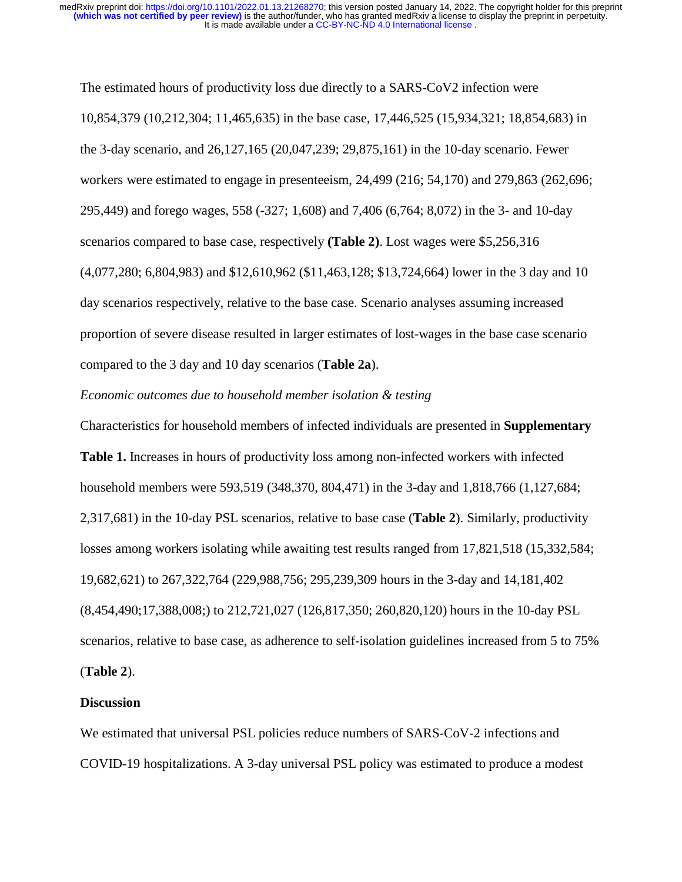The estimated hours of productivity loss due directly to a SARS-CoV2 infection were 10,854,379 (10,212,304; 11,465,635) in the base case, 17,446,525 (15,934,321; 18,854,683) in the 3-day scenario, and 26,127,165 (20,047,239; 29,875,161) in the 10-day scenario. Fewer workers were estimated to engage in presenteeism, 24,499 (216; 54,170) and 279,863 (262,696; 295,449) and forego wages, 558 (-327; 1,608) and 7,406 (6,764; 8,072) in the 3- and 10-day scenarios compared to base case, respectively **(Table 2)**. Lost wages were $5,256,316 (4,077,280; 6,804,983) and $12,610,962 ($11,463,128; $13,724,664) lower in the 3 day and 10 day scenarios respectively, relative to the base case. Scenario analyses assuming increased proportion of severe disease resulted in larger estimates of lost-wages in the base case scenario compared to the 3 day and 10 day scenarios (**Table 2a**).

*Economic outcomes due to household member isolation & testing*

Characteristics for household members of infected individuals are presented in **Supplementary Table 1.** Increases in hours of productivity loss among non-infected workers with infected household members were 593,519 (348,370, 804,471) in the 3-day and 1,818,766 (1,127,684; 2,317,681) in the 10-day PSL scenarios, relative to base case (**Table 2**). Similarly, productivity losses among workers isolating while awaiting test results ranged from 17,821,518 (15,332,584; 19,682,621) to 267,322,764 (229,988,756; 295,239,309 hours in the 3-day and 14,181,402 (8,454,490;17,388,008;) to 212,721,027 (126,817,350; 260,820,120) hours in the 10-day PSL scenarios, relative to base case, as adherence to self-isolation guidelines increased from 5 to 75% (**Table 2**).

## Discussion

We estimated that universal PSL policies reduce numbers of SARS-CoV-2 infections and COVID-19 hospitalizations. A 3-day universal PSL policy was estimated to produce a modest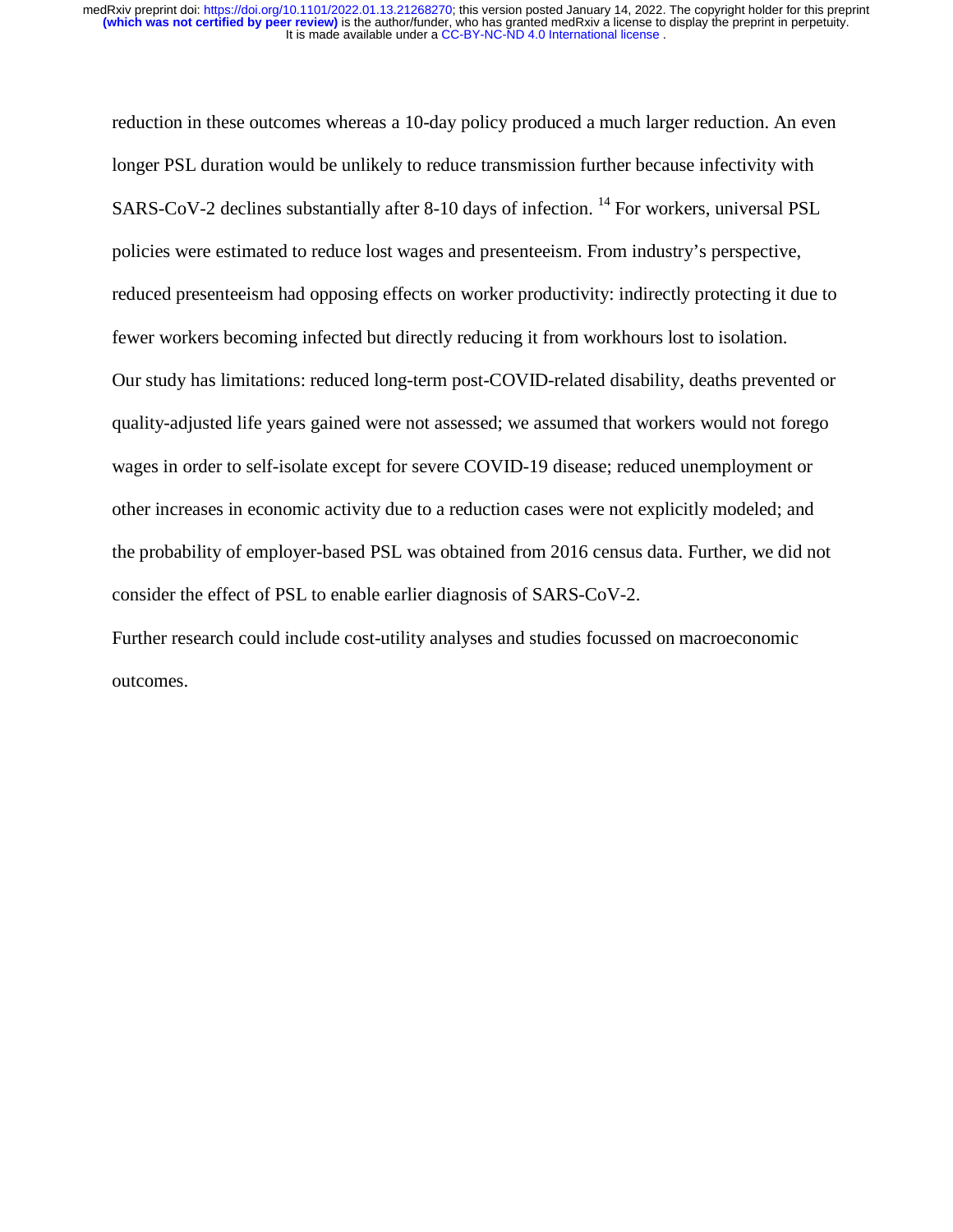reduction in these outcomes whereas a 10-day policy produced a much larger reduction. An even longer PSL duration would be unlikely to reduce transmission further because infectivity with SARS-CoV-2 declines substantially after 8-10 days of infection. [14] For workers, universal PSL policies were estimated to reduce lost wages and presenteeism. From industry's perspective, reduced presenteeism had opposing effects on worker productivity: indirectly protecting it due to fewer workers becoming infected but directly reducing it from workhours lost to isolation.

Our study has limitations: reduced long-term post-COVID-related disability, deaths prevented or quality-adjusted life years gained were not assessed; we assumed that workers would not forego wages in order to self-isolate except for severe COVID-19 disease; reduced unemployment or other increases in economic activity due to a reduction cases were not explicitly modeled; and the probability of employer-based PSL was obtained from 2016 census data. Further, we did not consider the effect of PSL to enable earlier diagnosis of SARS-CoV-2.

Further research could include cost-utility analyses and studies focussed on macroeconomic outcomes.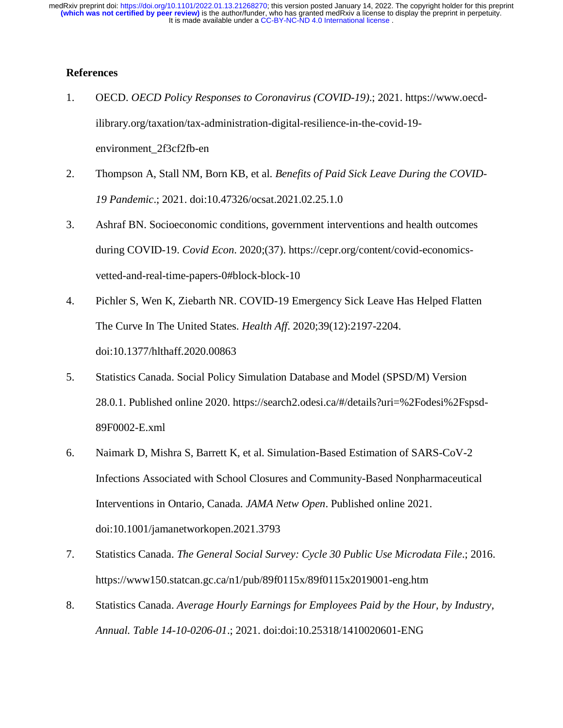## References

1. OECD. *OECD Policy Responses to Coronavirus (COVID-19).*; 2021. https://www.oecd-ilibrary.org/taxation/tax-administration-digital-resilience-in-the-covid-19-environment_2f3cf2fb-en
2. Thompson A, Stall NM, Born KB, et al. *Benefits of Paid Sick Leave During the COVID-19 Pandemic*.; 2021. doi:10.47326/ocsat.2021.02.25.1.0
3. Ashraf BN. Socioeconomic conditions, government interventions and health outcomes during COVID-19. *Covid Econ*. 2020;(37). https://cepr.org/content/covid-economics-vetted-and-real-time-papers-0#block-block-10
4. Pichler S, Wen K, Ziebarth NR. COVID-19 Emergency Sick Leave Has Helped Flatten The Curve In The United States. *Health Aff*. 2020;39(12):2197-2204. doi:10.1377/hlthaff.2020.00863
5. Statistics Canada. Social Policy Simulation Database and Model (SPSD/M) Version 28.0.1. Published online 2020. https://search2.odesi.ca/#/details?uri=%2Fodesi%2Fspsd-89F0002-E.xml
6. Naimark D, Mishra S, Barrett K, et al. Simulation-Based Estimation of SARS-CoV-2 Infections Associated with School Closures and Community-Based Nonpharmaceutical Interventions in Ontario, Canada. *JAMA Netw Open*. Published online 2021. doi:10.1001/jamanetworkopen.2021.3793
7. Statistics Canada. *The General Social Survey: Cycle 30 Public Use Microdata File*.; 2016. https://www150.statcan.gc.ca/n1/pub/89f0115x/89f0115x2019001-eng.htm
8. Statistics Canada. *Average Hourly Earnings for Employees Paid by the Hour, by Industry, Annual. Table 14-10-0206-01*.; 2021. doi:doi:10.25318/1410020601-ENG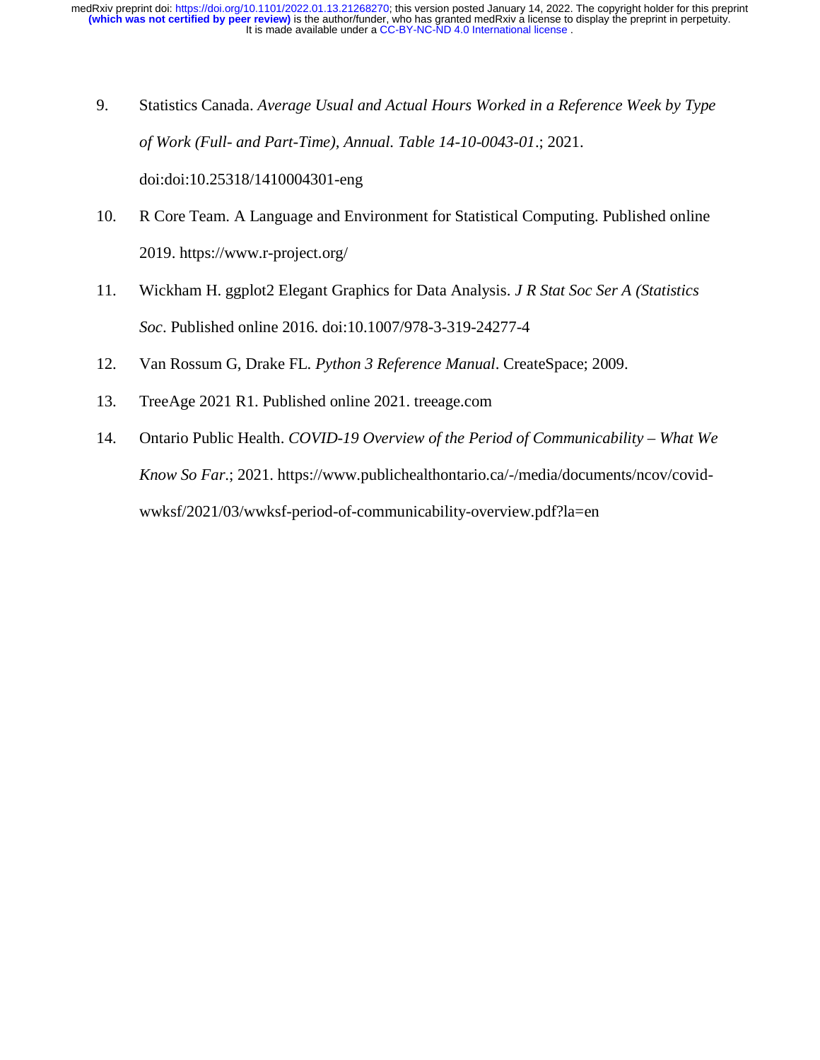9. Statistics Canada. *Average Usual and Actual Hours Worked in a Reference Week by Type of Work (Full- and Part-Time), Annual. Table 14-10-0043-01.*; 2021. doi:doi:10.25318/1410004301-eng
10. R Core Team. A Language and Environment for Statistical Computing. Published online 2019. https://www.r-project.org/
11. Wickham H. ggplot2 Elegant Graphics for Data Analysis. *J R Stat Soc Ser A (Statistics Soc*. Published online 2016. doi:10.1007/978-3-319-24277-4
12. Van Rossum G, Drake FL. *Python 3 Reference Manual*. CreateSpace; 2009.
13. TreeAge 2021 R1. Published online 2021. treeage.com
14. Ontario Public Health. *COVID-19 Overview of the Period of Communicability – What We Know So Far.*; 2021. https://www.publichealthontario.ca/-/media/documents/ncov/covid-wwksf/2021/03/wwksf-period-of-communicability-overview.pdf?la=en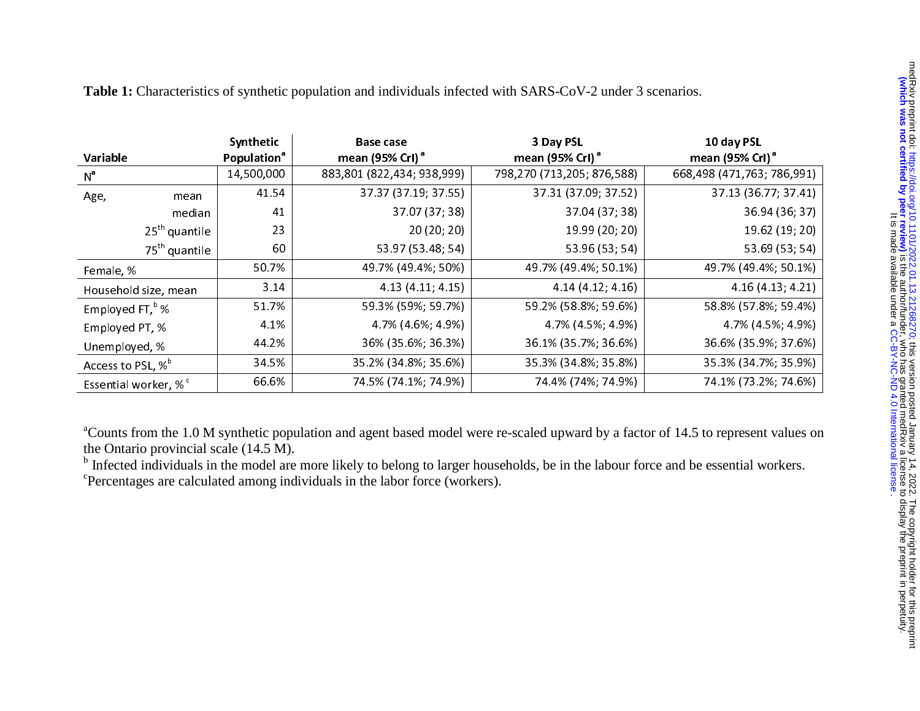**Table 1:** Characteristics of synthetic population and individuals infected with SARS-CoV-2 under 3 scenarios.

| Variable | | Synthetic Population[a] | Base case mean (95% CrI)[a] | 3 Day PSL mean (95% CrI)[a] | 10 day PSL mean (95% CrI)[a] |
|---|---|---|---|---|---|
| N[a] | | 14,500,000 | 883,801 (822,434; 938,999) | 798,270 (713,205; 876,588) | 668,498 (471,763; 786,991) |
| Age, | mean | 41.54 | 37.37 (37.19; 37.55) | 37.31 (37.09; 37.52) | 37.13 (36.77; 37.41) |
| | median | 41 | 37.07 (37; 38) | 37.04 (37; 38) | 36.94 (36; 37) |
| | 25th quantile | 23 | 20 (20; 20) | 19.99 (20; 20) | 19.62 (19; 20) |
| | 75th quantile | 60 | 53.97 (53.48; 54) | 53.96 (53; 54) | 53.69 (53; 54) |
| Female, % | | 50.7% | 49.7% (49.4%; 50%) | 49.7% (49.4%; 50.1%) | 49.7% (49.4%; 50.1%) |
| Household size, mean | | 3.14 | 4.13 (4.11; 4.15) | 4.14 (4.12; 4.16) | 4.16 (4.13; 4.21) |
| Employed FT,[b] % | | 51.7% | 59.3% (59%; 59.7%) | 59.2% (58.8%; 59.6%) | 58.8% (57.8%; 59.4%) |
| Employed PT, % | | 4.1% | 4.7% (4.6%; 4.9%) | 4.7% (4.5%; 4.9%) | 4.7% (4.5%; 4.9%) |
| Unemployed, % | | 44.2% | 36% (35.6%; 36.3%) | 36.1% (35.7%; 36.6%) | 36.6% (35.9%; 37.6%) |
| Access to PSL, %[b] | | 34.5% | 35.2% (34.8%; 35.6%) | 35.3% (34.8%; 35.8%) | 35.3% (34.7%; 35.9%) |
| Essential worker, %[c] | | 66.6% | 74.5% (74.1%; 74.9%) | 74.4% (74%; 74.9%) | 74.1% (73.2%; 74.6%) |

[a]Counts from the 1.0 M synthetic population and agent based model were re-scaled upward by a factor of 14.5 to represent values on the Ontario provincial scale (14.5 M).

[b] Infected individuals in the model are more likely to belong to larger households, be in the labour force and be essential workers.

[c]Percentages are calculated among individuals in the labor force (workers).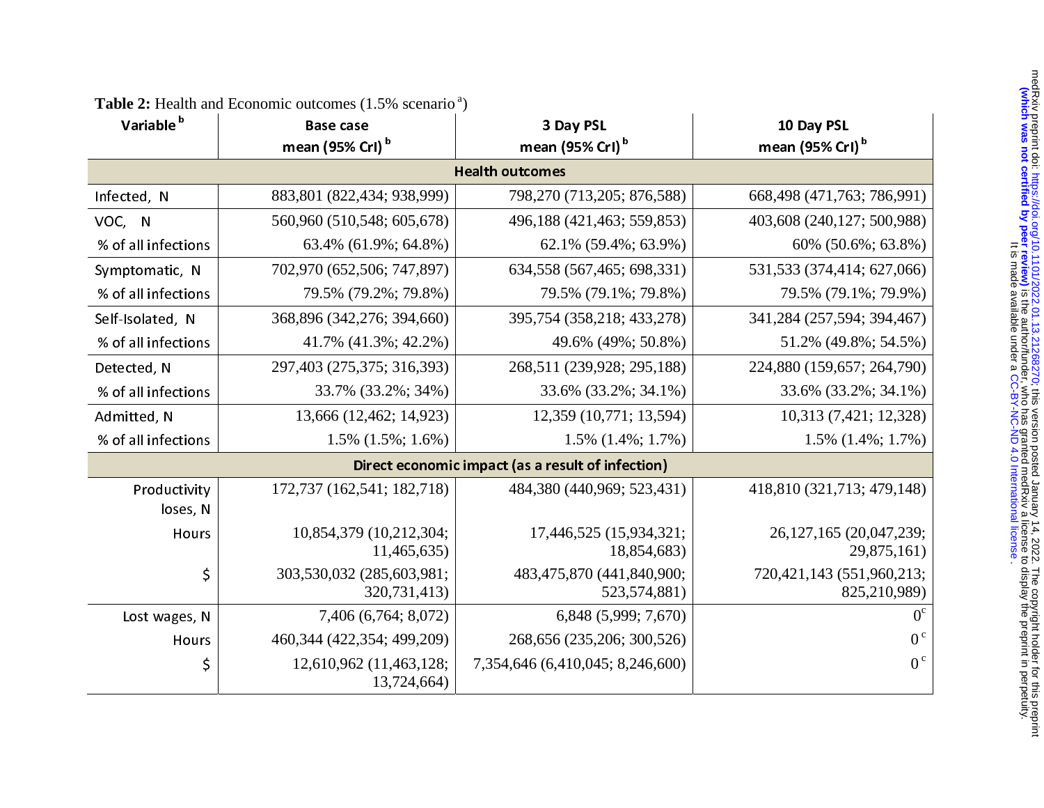**Table 2:** Health and Economic outcomes (1.5% scenario [a])

| Variable [b] | Base case mean (95% CrI) [b] | 3 Day PSL mean (95% CrI) [b] | 10 Day PSL mean (95% CrI) [b] |
|---|---|---|---|
| **Health outcomes** | | | |
| Infected, N | 883,801 (822,434; 938,999) | 798,270 (713,205; 876,588) | 668,498 (471,763; 786,991) |
| VOC, N | 560,960 (510,548; 605,678) | 496,188 (421,463; 559,853) | 403,608 (240,127; 500,988) |
| % of all infections | 63.4% (61.9%; 64.8%) | 62.1% (59.4%; 63.9%) | 60% (50.6%; 63.8%) |
| Symptomatic, N | 702,970 (652,506; 747,897) | 634,558 (567,465; 698,331) | 531,533 (374,414; 627,066) |
| % of all infections | 79.5% (79.2%; 79.8%) | 79.5% (79.1%; 79.8%) | 79.5% (79.1%; 79.9%) |
| Self-Isolated, N | 368,896 (342,276; 394,660) | 395,754 (358,218; 433,278) | 341,284 (257,594; 394,467) |
| % of all infections | 41.7% (41.3%; 42.2%) | 49.6% (49%; 50.8%) | 51.2% (49.8%; 54.5%) |
| Detected, N | 297,403 (275,375; 316,393) | 268,511 (239,928; 295,188) | 224,880 (159,657; 264,790) |
| % of all infections | 33.7% (33.2%; 34%) | 33.6% (33.2%; 34.1%) | 33.6% (33.2%; 34.1%) |
| Admitted, N | 13,666 (12,462; 14,923) | 12,359 (10,771; 13,594) | 10,313 (7,421; 12,328) |
| % of all infections | 1.5% (1.5%; 1.6%) | 1.5% (1.4%; 1.7%) | 1.5% (1.4%; 1.7%) |
| **Direct economic impact (as a result of infection)** | | | |
| Productivity loses, N | 172,737 (162,541; 182,718) | 484,380 (440,969; 523,431) | 418,810 (321,713; 479,148) |
| Hours | 10,854,379 (10,212,304; 11,465,635) | 17,446,525 (15,934,321; 18,854,683) | 26,127,165 (20,047,239; 29,875,161) |
| $ | 303,530,032 (285,603,981; 320,731,413) | 483,475,870 (441,840,900; 523,574,881) | 720,421,143 (551,960,213; 825,210,989) |
| Lost wages, N | 7,406 (6,764; 8,072) | 6,848 (5,999; 7,670) | 0 [c] |
| Hours | 460,344 (422,354; 499,209) | 268,656 (235,206; 300,526) | 0 [c] |
| $ | 12,610,962 (11,463,128; 13,724,664) | 7,354,646 (6,410,045; 8,246,600) | 0 [c] |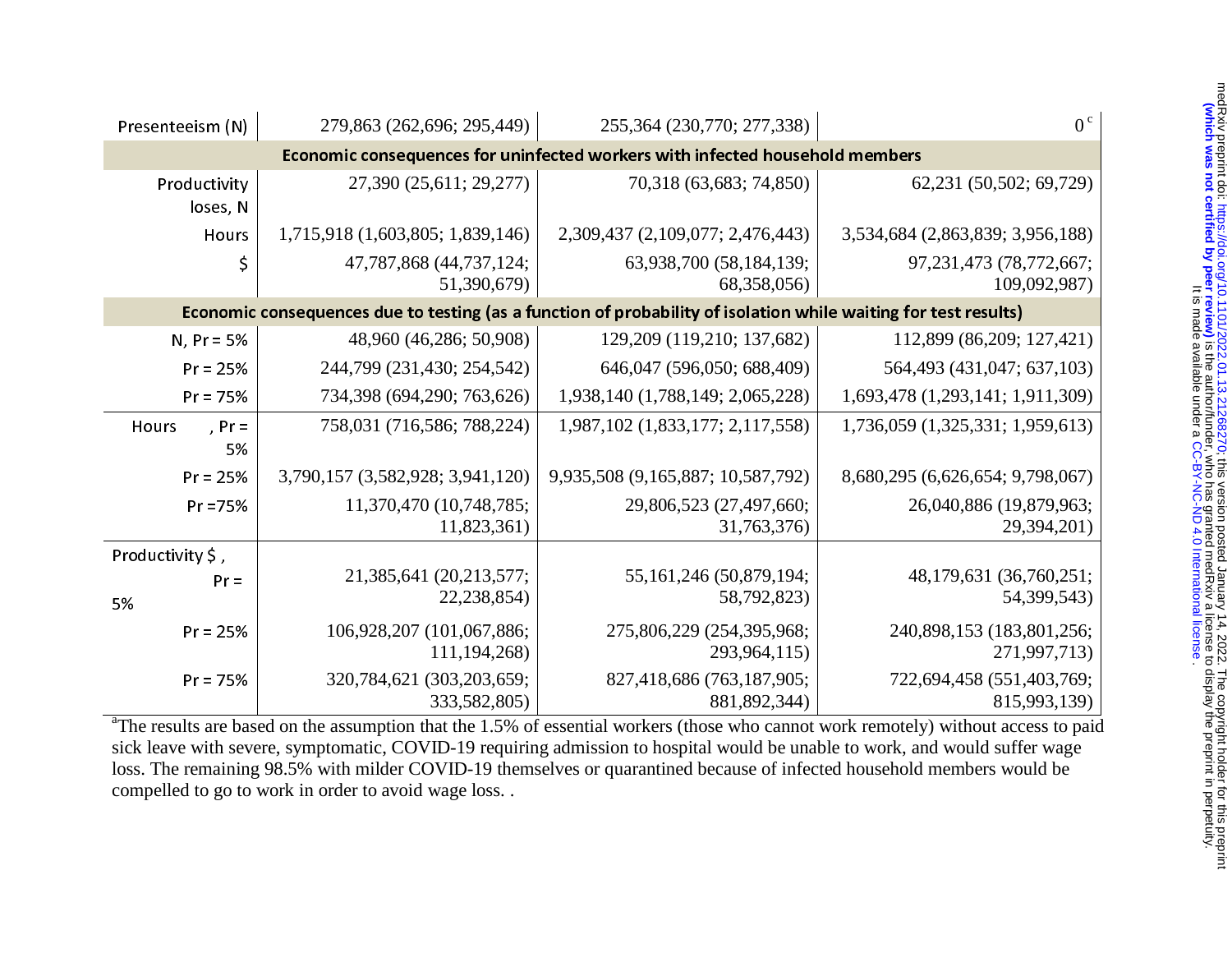| | | | |
|---|---|---|---|
| Presenteeism (N) | 279,863 (262,696; 295,449) | 255,364 (230,770; 277,338) | 0 [c] |
| **Economic consequences for uninfected workers with infected household members** | | | |
| Productivity loses, N | 27,390 (25,611; 29,277) | 70,318 (63,683; 74,850) | 62,231 (50,502; 69,729) |
| Hours | 1,715,918 (1,603,805; 1,839,146) | 2,309,437 (2,109,077; 2,476,443) | 3,534,684 (2,863,839; 3,956,188) |
| $ | 47,787,868 (44,737,124; 51,390,679) | 63,938,700 (58,184,139; 68,358,056) | 97,231,473 (78,772,667; 109,092,987) |
| **Economic consequences due to testing (as a function of probability of isolation while waiting for test results)** | | | |
| N, Pr = 5% | 48,960 (46,286; 50,908) | 129,209 (119,210; 137,682) | 112,899 (86,209; 127,421) |
| Pr = 25% | 244,799 (231,430; 254,542) | 646,047 (596,050; 688,409) | 564,493 (431,047; 637,103) |
| Pr = 75% | 734,398 (694,290; 763,626) | 1,938,140 (1,788,149; 2,065,228) | 1,693,478 (1,293,141; 1,911,309) |
| Hours, Pr = 5% | 758,031 (716,586; 788,224) | 1,987,102 (1,833,177; 2,117,558) | 1,736,059 (1,325,331; 1,959,613) |
| Pr = 25% | 3,790,157 (3,582,928; 3,941,120) | 9,935,508 (9,165,887; 10,587,792) | 8,680,295 (6,626,654; 9,798,067) |
| Pr =75% | 11,370,470 (10,748,785; 11,823,361) | 29,806,523 (27,497,660; 31,763,376) | 26,040,886 (19,879,963; 29,394,201) |
| Productivity $, Pr = 5% | 21,385,641 (20,213,577; 22,238,854) | 55,161,246 (50,879,194; 58,792,823) | 48,179,631 (36,760,251; 54,399,543) |
| Pr = 25% | 106,928,207 (101,067,886; 111,194,268) | 275,806,229 (254,395,968; 293,964,115) | 240,898,153 (183,801,256; 271,997,713) |
| Pr = 75% | 320,784,621 (303,203,659; 333,582,805) | 827,418,686 (763,187,905; 881,892,344) | 722,694,458 (551,403,769; 815,993,139) |

[a]The results are based on the assumption that the 1.5% of essential workers (those who cannot work remotely) without access to paid sick leave with severe, symptomatic, COVID-19 requiring admission to hospital would be unable to work, and would suffer wage loss. The remaining 98.5% with milder COVID-19 themselves or quarantined because of infected household members would be compelled to go to work in order to avoid wage loss. .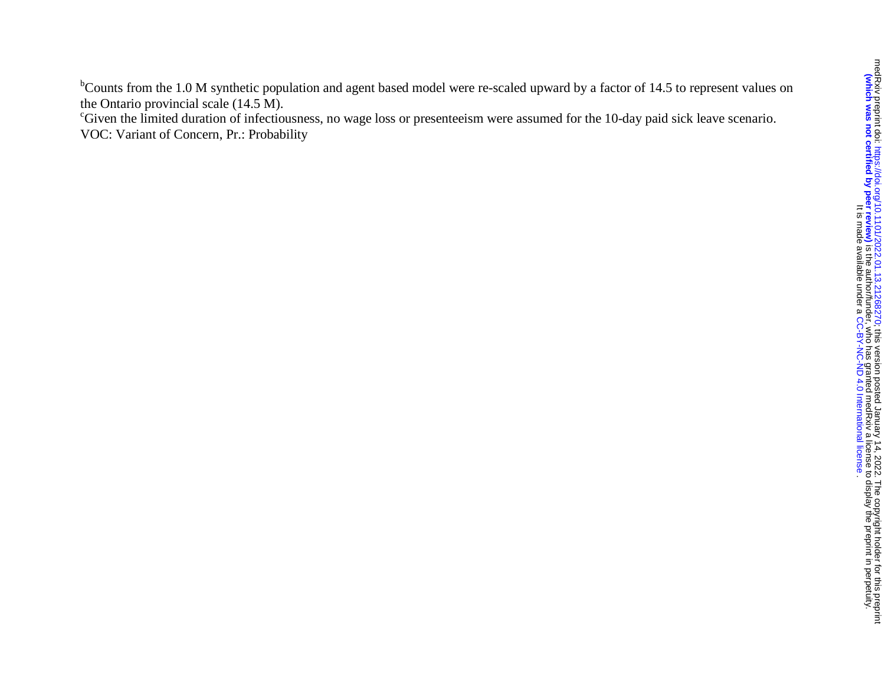[b]Counts from the 1.0 M synthetic population and agent based model were re-scaled upward by a factor of 14.5 to represent values on the Ontario provincial scale (14.5 M).

[c]Given the limited duration of infectiousness, no wage loss or presenteeism were assumed for the 10-day paid sick leave scenario.

VOC: Variant of Concern, Pr.: Probability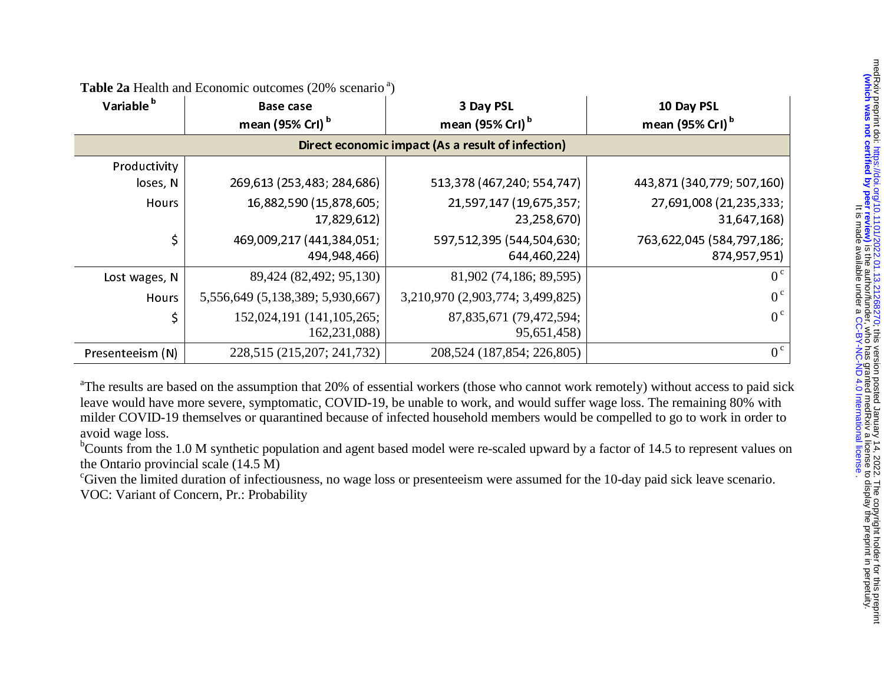**Table 2a** Health and Economic outcomes (20% scenario [a])

| Variable [b] | Base case mean (95% CrI) [b] | 3 Day PSL mean (95% CrI) [b] | 10 Day PSL mean (95% CrI) [b] |
|---|---|---|---|
| **Direct economic impact (As a result of infection)** | | | |
| Productivity loses, N | 269,613 (253,483; 284,686) | 513,378 (467,240; 554,747) | 443,871 (340,779; 507,160) |
| Hours | 16,882,590 (15,878,605; 17,829,612) | 21,597,147 (19,675,357; 23,258,670) | 27,691,008 (21,235,333; 31,647,168) |
| $ | 469,009,217 (441,384,051; 494,948,466) | 597,512,395 (544,504,630; 644,460,224) | 763,622,045 (584,797,186; 874,957,951) |
| Lost wages, N | 89,424 (82,492; 95,130) | 81,902 (74,186; 89,595) | 0 [c] |
| Hours | 5,556,649 (5,138,389; 5,930,667) | 3,210,970 (2,903,774; 3,499,825) | 0 [c] |
| $ | 152,024,191 (141,105,265; 162,231,088) | 87,835,671 (79,472,594; 95,651,458) | 0 [c] |
| Presenteeism (N) | 228,515 (215,207; 241,732) | 208,524 (187,854; 226,805) | 0 [c] |

[a]The results are based on the assumption that 20% of essential workers (those who cannot work remotely) without access to paid sick leave would have more severe, symptomatic, COVID-19, be unable to work, and would suffer wage loss. The remaining 80% with milder COVID-19 themselves or quarantined because of infected household members would be compelled to go to work in order to avoid wage loss.

[b]Counts from the 1.0 M synthetic population and agent based model were re-scaled upward by a factor of 14.5 to represent values on the Ontario provincial scale (14.5 M)

[c]Given the limited duration of infectiousness, no wage loss or presenteeism were assumed for the 10-day paid sick leave scenario.

VOC: Variant of Concern, Pr.: Probability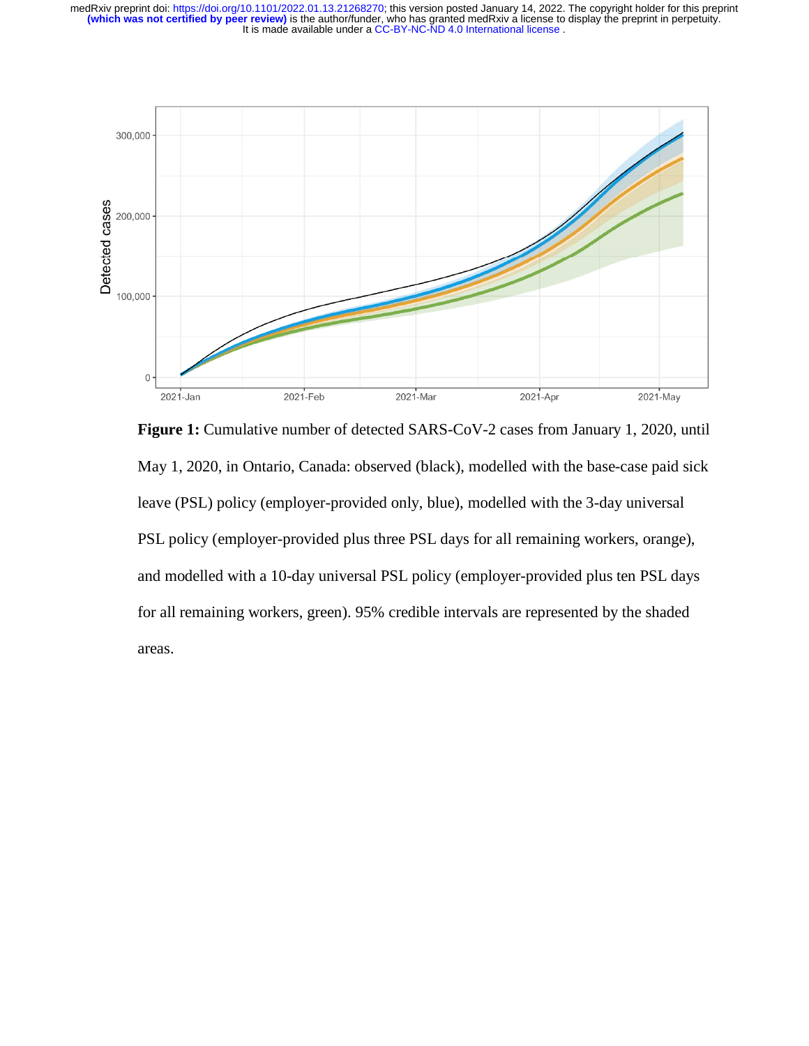Detected cases

300,000

200,000

100,000

0

2021-Jan

2021-Feb

2021-Mar

2021-Apr

2021-May

**Figure 1:** Cumulative number of detected SARS-CoV-2 cases from January 1, 2020, until May 1, 2020, in Ontario, Canada: observed (black), modelled with the base-case paid sick leave (PSL) policy (employer-provided only, blue), modelled with the 3-day universal PSL policy (employer-provided plus three PSL days for all remaining workers, orange), and modelled with a 10-day universal PSL policy (employer-provided plus ten PSL days for all remaining workers, green). 95% credible intervals are represented by the shaded areas.